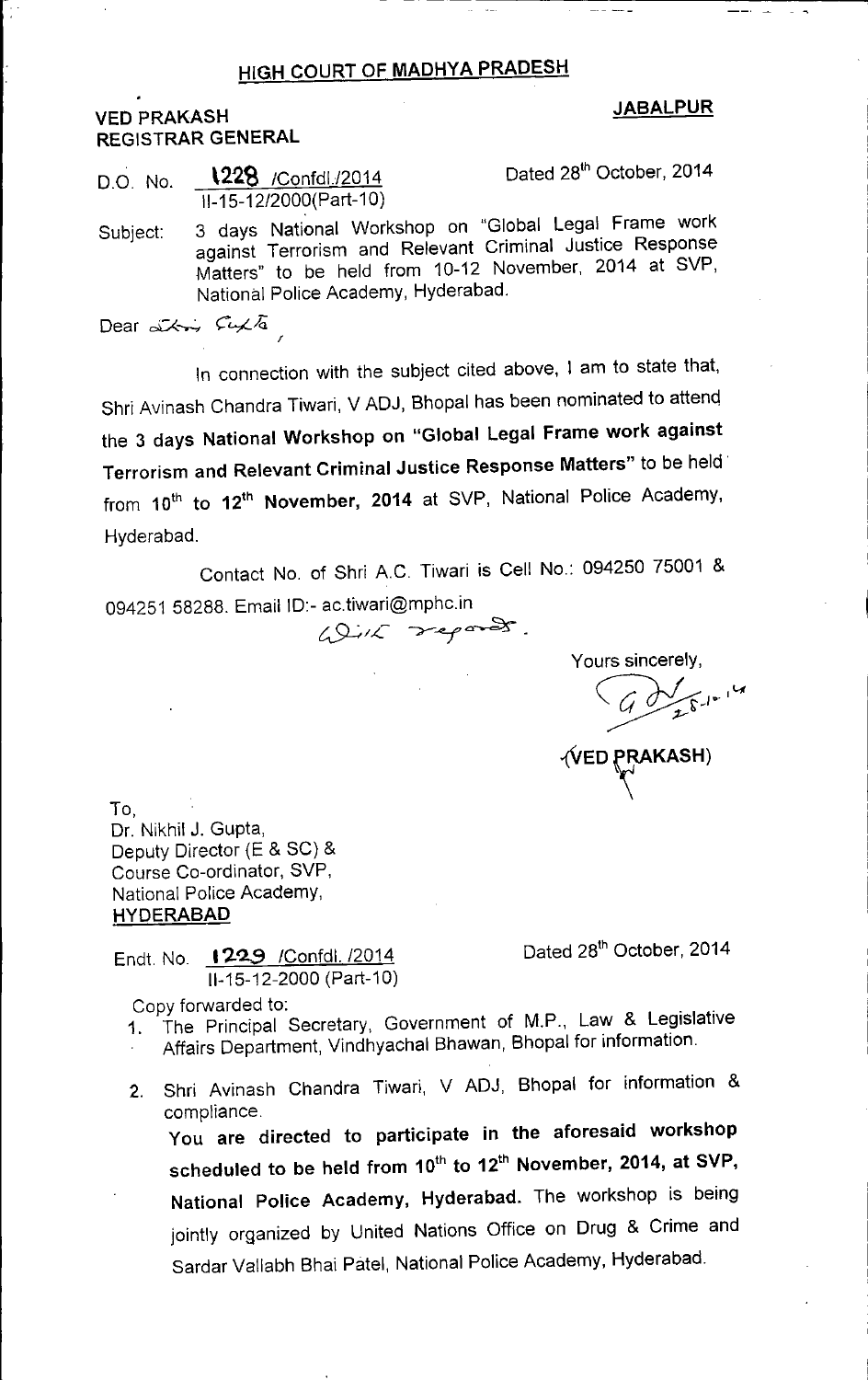## HIGH COURT OF MADHYA PRADESH

**VED PRAKASH**
**REGISTRAR GENERAL**

**JABALPUR**

D.O. No. 1228 /Confdl./2014
II-15-12/2000(Part-10)

Dated 28th October, 2014

Subject: 3 days National Workshop on "Global Legal Frame work against Terrorism and Relevant Criminal Justice Response Matters" to be held from 10-12 November, 2014 at SVP, National Police Academy, Hyderabad.

Dear Shri Gupta,

In connection with the subject cited above, I am to state that, Shri Avinash Chandra Tiwari, V ADJ, Bhopal has been nominated to attend the 3 days **National Workshop on "Global Legal Frame work against Terrorism and Relevant Criminal Justice Response Matters"** to be held from **10th to 12th November, 2014** at SVP, National Police Academy, Hyderabad.

Contact No. of Shri A.C. Tiwari is Cell No.: 094250 75001 & 094251 58288. Email ID:- ac.tiwari@mphc.in

With regards.

Yours sincerely,

(VED PRAKASH)

To,
Dr. Nikhil J. Gupta,
Deputy Director (E & SC) &
Course Co-ordinator, SVP,
National Police Academy,
**HYDERABAD**

Endt. No. 1229 /Confdl. /2014
II-15-12-2000 (Part-10)

Dated 28th October, 2014

Copy forwarded to:

1. The Principal Secretary, Government of M.P., Law & Legislative Affairs Department, Vindhyachal Bhawan, Bhopal for information.
2. Shri Avinash Chandra Tiwari, V ADJ, Bhopal for information & compliance.

   **You are directed to participate in the aforesaid workshop scheduled to be held from 10th to 12th November, 2014, at SVP, National Police Academy, Hyderabad.** The workshop is being jointly organized by United Nations Office on Drug & Crime and Sardar Vallabh Bhai Patel, National Police Academy, Hyderabad.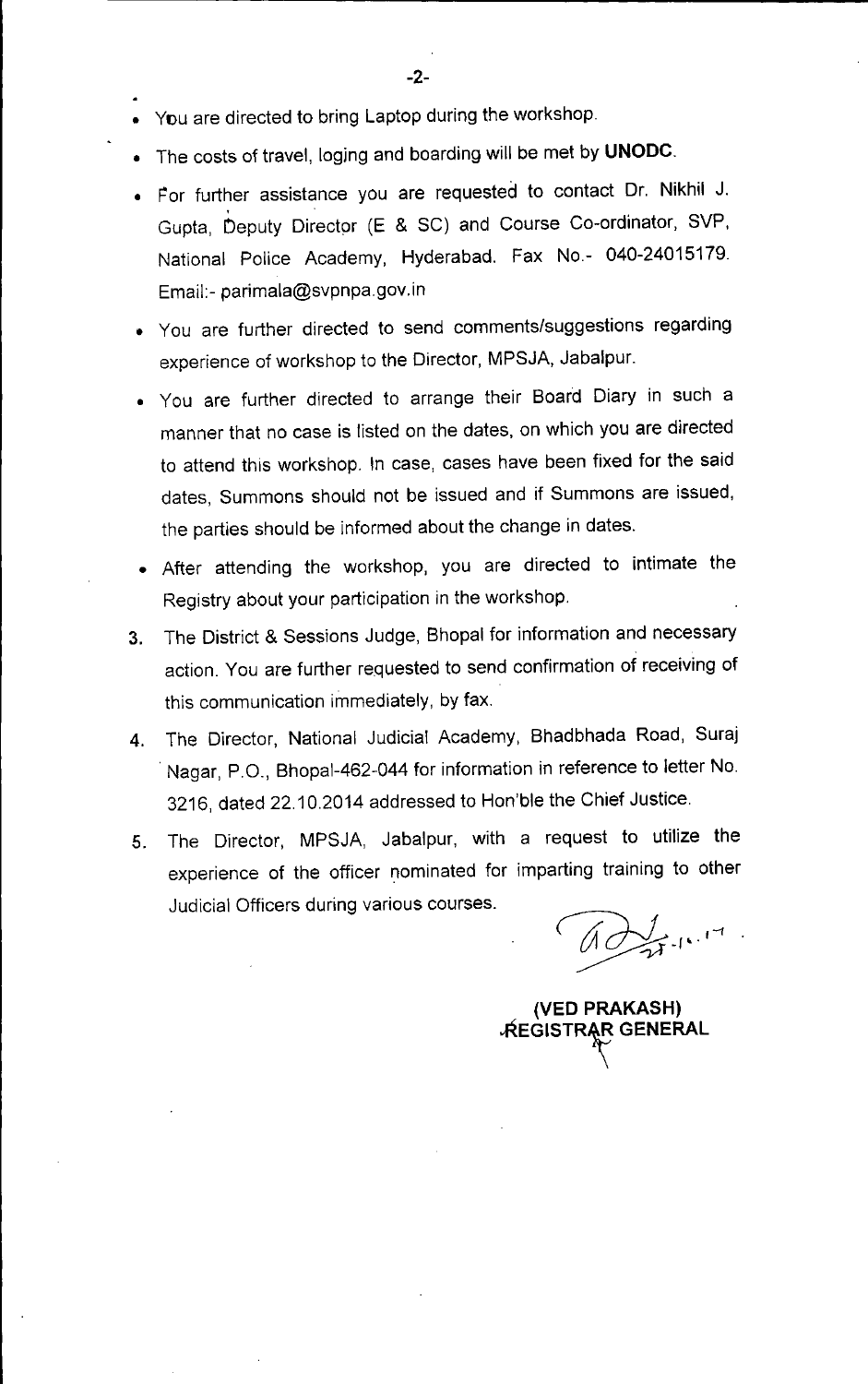- You are directed to bring Laptop during the workshop.
- The costs of travel, loging and boarding will be met by **UNODC**.
- For further assistance you are requested to contact Dr. Nikhil J. Gupta, Deputy Director (E & SC) and Course Co-ordinator, SVP, National Police Academy, Hyderabad. Fax No.- 040-24015179. Email:- parimala@svpnpa.gov.in
- You are further directed to send comments/suggestions regarding experience of workshop to the Director, MPSJA, Jabalpur.
- You are further directed to arrange their Board Diary in such a manner that no case is listed on the dates, on which you are directed to attend this workshop. In case, cases have been fixed for the said dates, Summons should not be issued and if Summons are issued, the parties should be informed about the change in dates.
- After attending the workshop, you are directed to intimate the Registry about your participation in the workshop.

3. The District & Sessions Judge, Bhopal for information and necessary action. You are further requested to send confirmation of receiving of this communication immediately, by fax.
4. The Director, National Judicial Academy, Bhadbhada Road, Suraj Nagar, P.O., Bhopal-462-044 for information in reference to letter No. 3216, dated 22.10.2014 addressed to Hon'ble the Chief Justice.
5. The Director, MPSJA, Jabalpur, with a request to utilize the experience of the officer nominated for imparting training to other Judicial Officers during various courses.

**(VED PRAKASH)**
**REGISTRAR GENERAL**